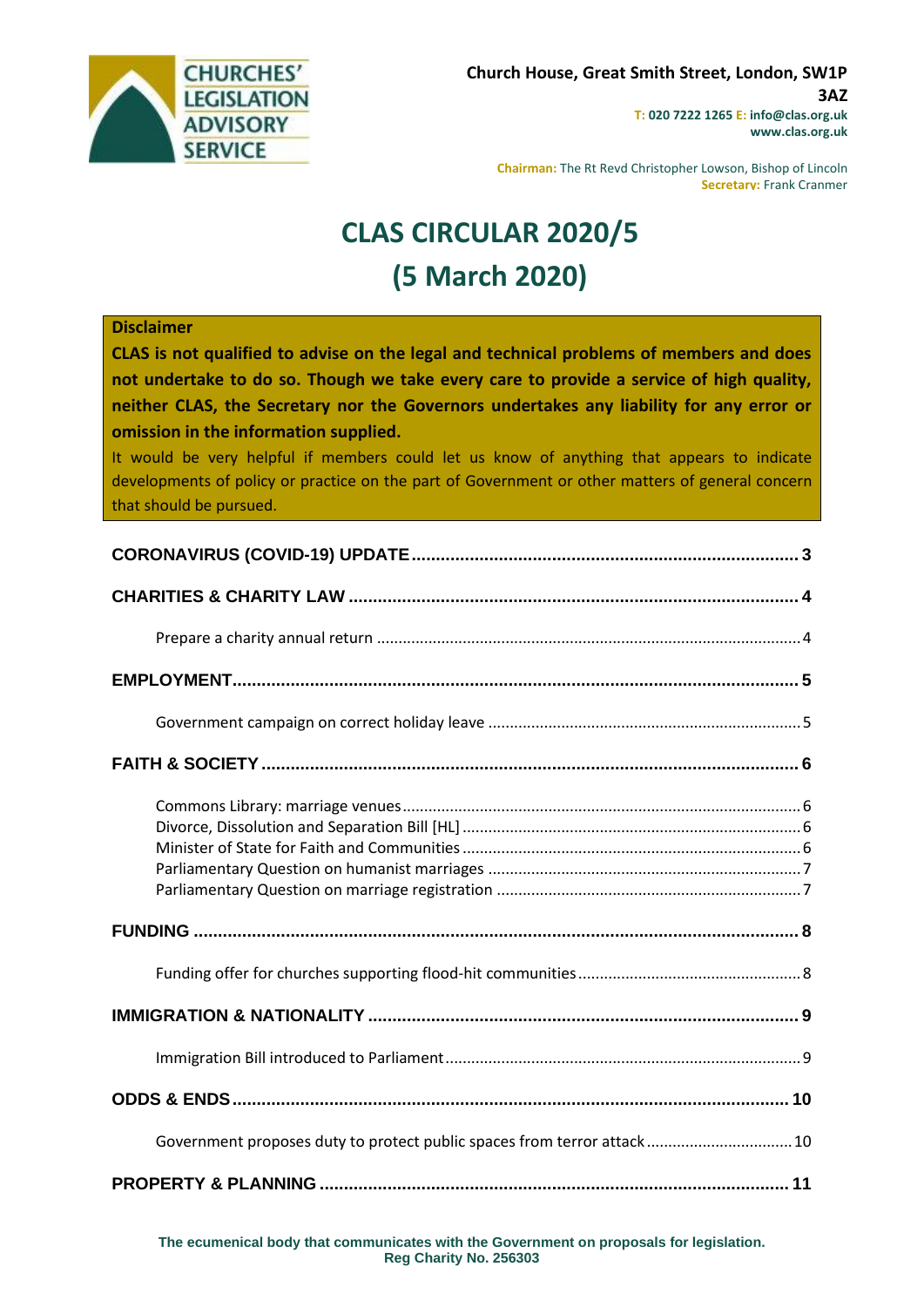CHURCHES' LEGISLATION ADVISORY SERVICE

Church House, Great Smith Street, London, SW1P 3AZ
T: 020 7222 1265 E: info@clas.org.uk
www.clas.org.uk

Chairman: The Rt Revd Christopher Lowson, Bishop of Lincoln
Secretary: Frank Cranmer

# CLAS CIRCULAR 2020/5
# (5 March 2020)

**Disclaimer**

**CLAS is not qualified to advise on the legal and technical problems of members and does not undertake to do so. Though we take every care to provide a service of high quality, neither CLAS, the Secretary nor the Governors undertakes any liability for any error or omission in the information supplied.**

It would be very helpful if members could let us know of anything that appears to indicate developments of policy or practice on the part of Government or other matters of general concern that should be pursued.

**CORONAVIRUS (COVID-19) UPDATE** .......... 3

**CHARITIES & CHARITY LAW** .......... 4

- Prepare a charity annual return .......... 4

**EMPLOYMENT** .......... 5

- Government campaign on correct holiday leave .......... 5

**FAITH & SOCIETY** .......... 6

- Commons Library: marriage venues .......... 6
- Divorce, Dissolution and Separation Bill [HL] .......... 6
- Minister of State for Faith and Communities .......... 6
- Parliamentary Question on humanist marriages .......... 7
- Parliamentary Question on marriage registration .......... 7

**FUNDING** .......... 8

- Funding offer for churches supporting flood-hit communities .......... 8

**IMMIGRATION & NATIONALITY** .......... 9

- Immigration Bill introduced to Parliament .......... 9

**ODDS & ENDS** .......... 10

- Government proposes duty to protect public spaces from terror attack .......... 10

**PROPERTY & PLANNING** .......... 11

**The ecumenical body that communicates with the Government on proposals for legislation.**
**Reg Charity No. 256303**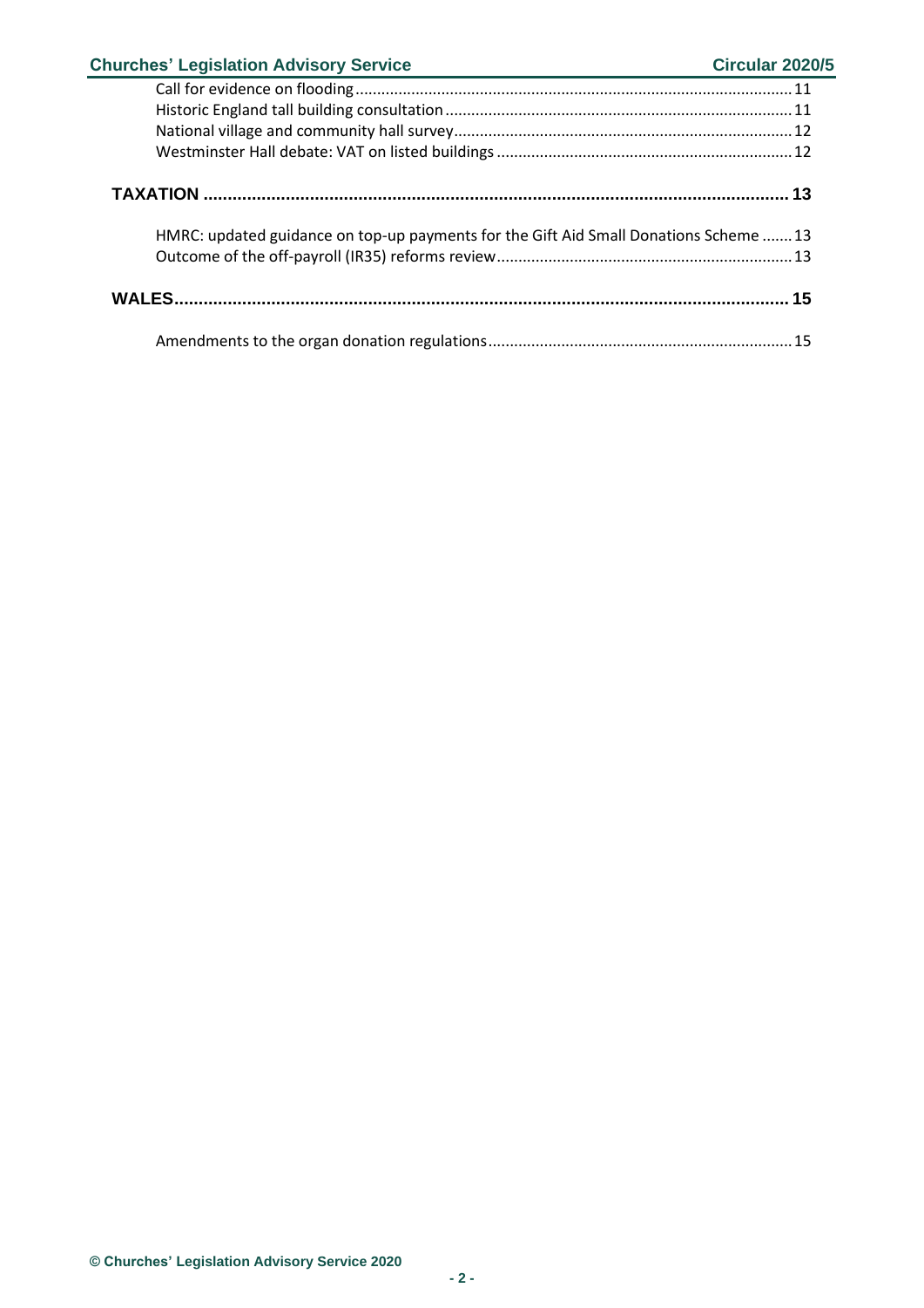Call for evidence on flooding ..... 11
Historic England tall building consultation ..... 11
National village and community hall survey ..... 12
Westminster Hall debate: VAT on listed buildings ..... 12

**TAXATION ..... 13**

HMRC: updated guidance on top-up payments for the Gift Aid Small Donations Scheme ..... 13
Outcome of the off-payroll (IR35) reforms review ..... 13

**WALES ..... 15**

Amendments to the organ donation regulations ..... 15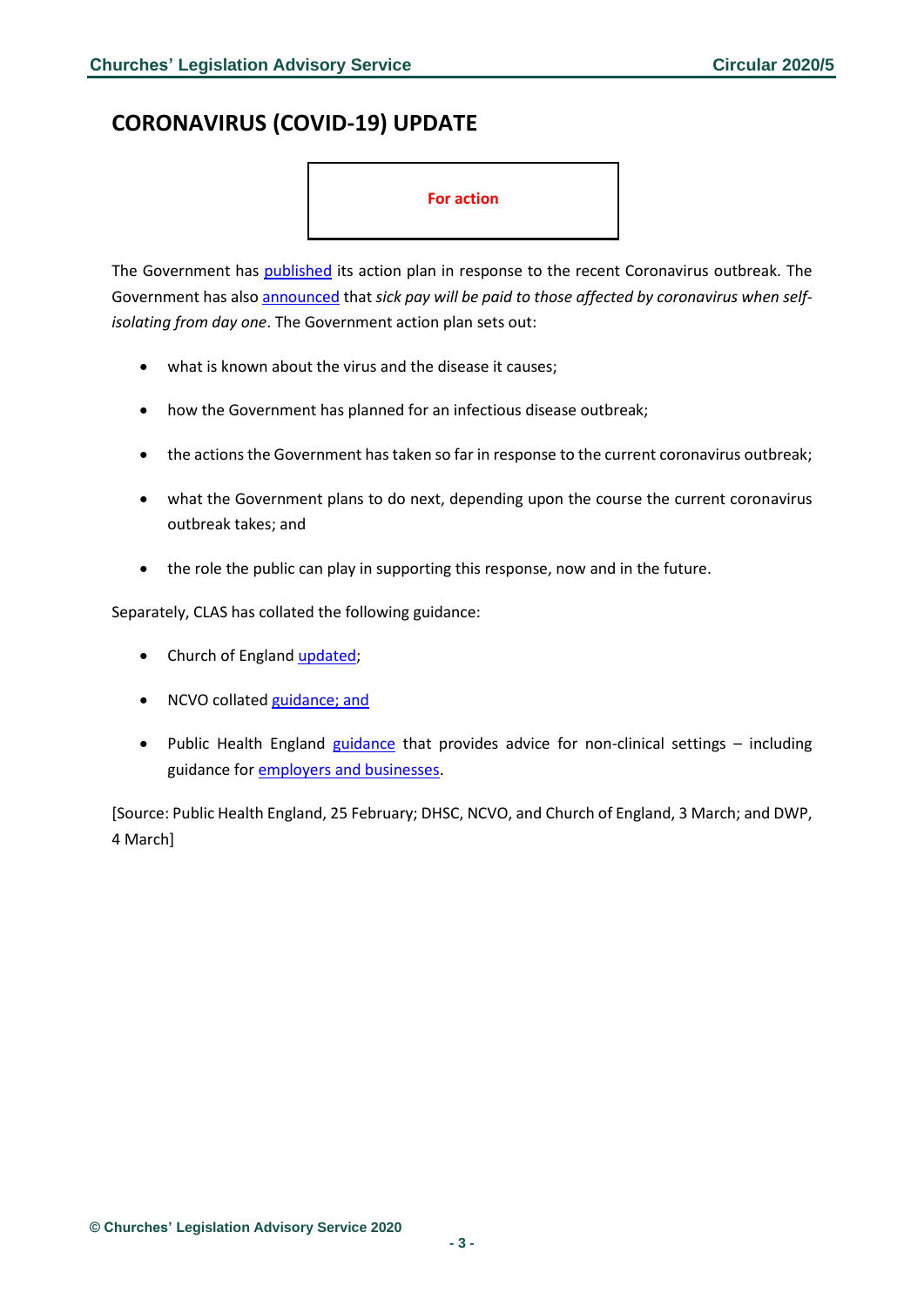# CORONAVIRUS (COVID-19) UPDATE

**For action**

The Government has published its action plan in response to the recent Coronavirus outbreak. The Government has also announced that *sick pay will be paid to those affected by coronavirus when self-isolating from day one*. The Government action plan sets out:

- what is known about the virus and the disease it causes;
- how the Government has planned for an infectious disease outbreak;
- the actions the Government has taken so far in response to the current coronavirus outbreak;
- what the Government plans to do next, depending upon the course the current coronavirus outbreak takes; and
- the role the public can play in supporting this response, now and in the future.

Separately, CLAS has collated the following guidance:

- Church of England updated;
- NCVO collated guidance; and
- Public Health England guidance that provides advice for non-clinical settings – including guidance for employers and businesses.

[Source: Public Health England, 25 February; DHSC, NCVO, and Church of England, 3 March; and DWP, 4 March]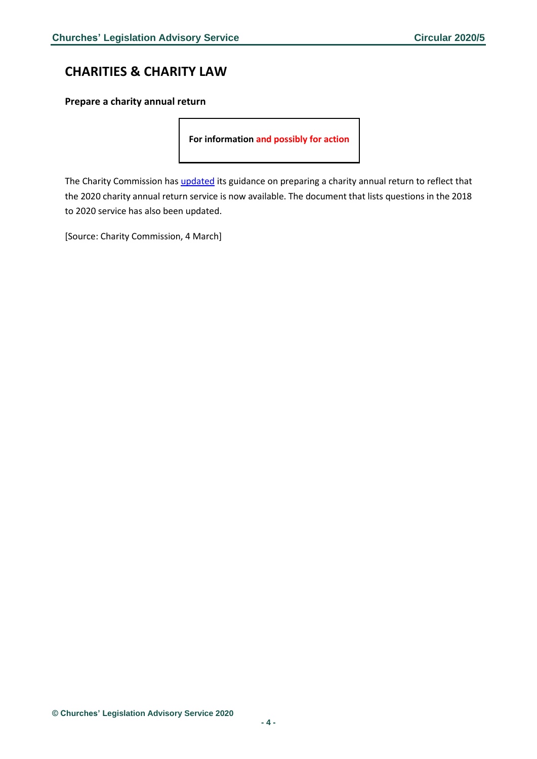## CHARITIES & CHARITY LAW

**Prepare a charity annual return**

**For information and possibly for action**

The Charity Commission has updated its guidance on preparing a charity annual return to reflect that the 2020 charity annual return service is now available. The document that lists questions in the 2018 to 2020 service has also been updated.

[Source: Charity Commission, 4 March]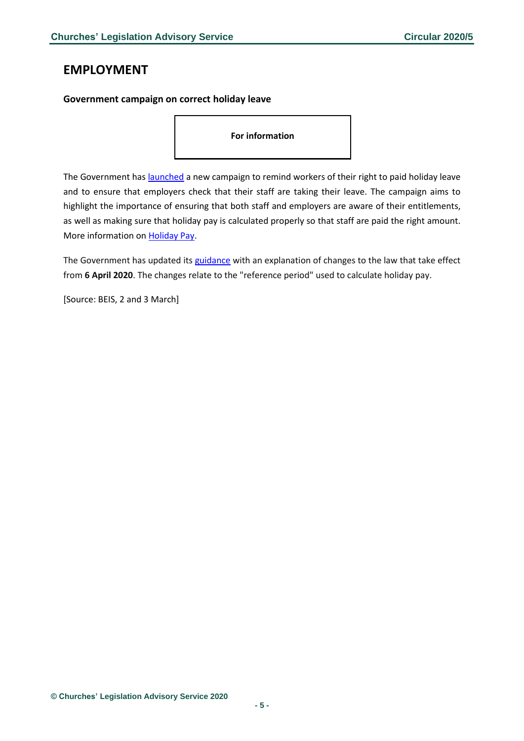# EMPLOYMENT

### Government campaign on correct holiday leave

**For information**

The Government has launched a new campaign to remind workers of their right to paid holiday leave and to ensure that employers check that their staff are taking their leave. The campaign aims to highlight the importance of ensuring that both staff and employers are aware of their entitlements, as well as making sure that holiday pay is calculated properly so that staff are paid the right amount. More information on Holiday Pay.

The Government has updated its guidance with an explanation of changes to the law that take effect from **6 April 2020**. The changes relate to the "reference period" used to calculate holiday pay.

[Source: BEIS, 2 and 3 March]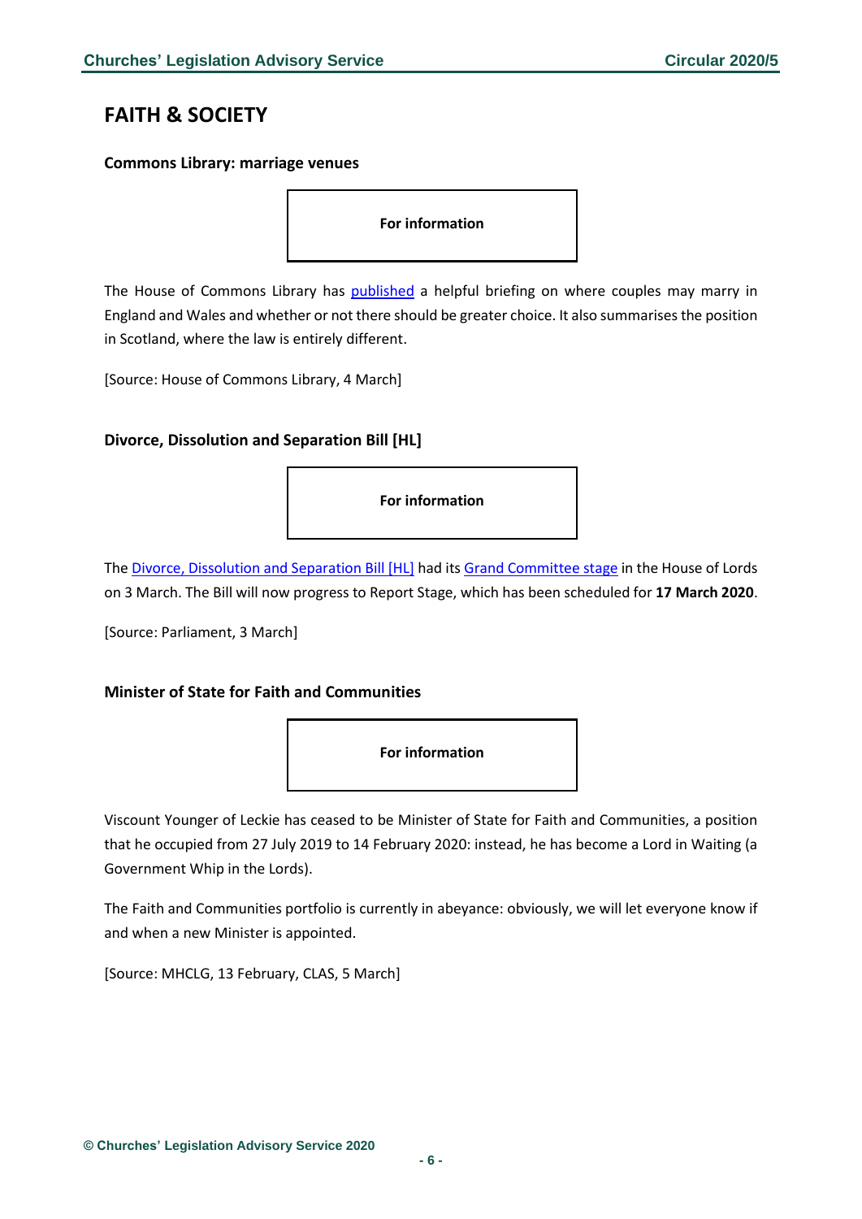# FAITH & SOCIETY

### Commons Library: marriage venues

**For information**

The House of Commons Library has published a helpful briefing on where couples may marry in England and Wales and whether or not there should be greater choice. It also summarises the position in Scotland, where the law is entirely different.

[Source: House of Commons Library, 4 March]

### Divorce, Dissolution and Separation Bill [HL]

**For information**

The Divorce, Dissolution and Separation Bill [HL] had its Grand Committee stage in the House of Lords on 3 March. The Bill will now progress to Report Stage, which has been scheduled for **17 March 2020**.

[Source: Parliament, 3 March]

### Minister of State for Faith and Communities

**For information**

Viscount Younger of Leckie has ceased to be Minister of State for Faith and Communities, a position that he occupied from 27 July 2019 to 14 February 2020: instead, he has become a Lord in Waiting (a Government Whip in the Lords).

The Faith and Communities portfolio is currently in abeyance: obviously, we will let everyone know if and when a new Minister is appointed.

[Source: MHCLG, 13 February, CLAS, 5 March]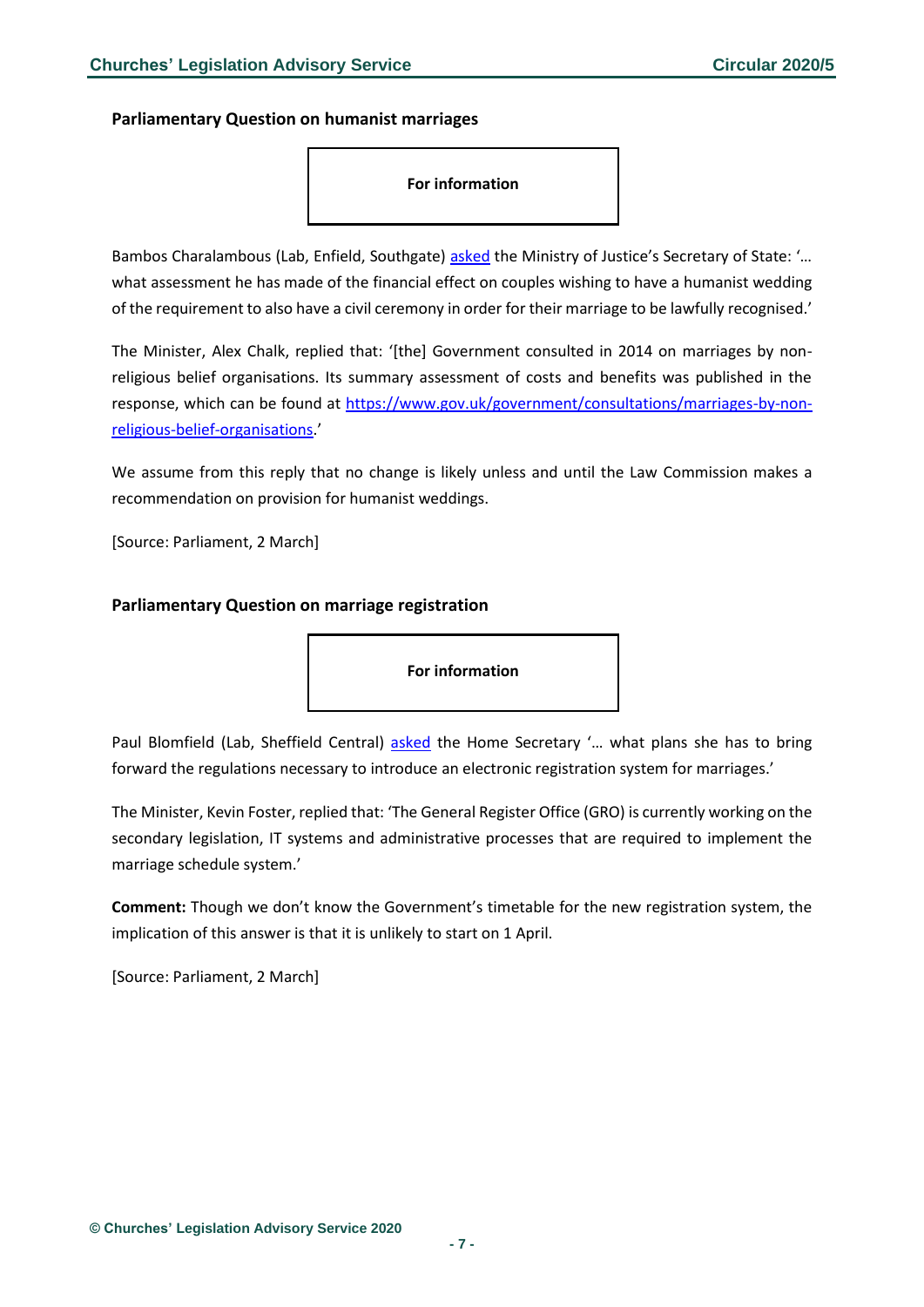### Parliamentary Question on humanist marriages

**For information**

Bambos Charalambous (Lab, Enfield, Southgate) [asked](#) the Ministry of Justice's Secretary of State: '… what assessment he has made of the financial effect on couples wishing to have a humanist wedding of the requirement to also have a civil ceremony in order for their marriage to be lawfully recognised.'

The Minister, Alex Chalk, replied that: '[the] Government consulted in 2014 on marriages by non-religious belief organisations. Its summary assessment of costs and benefits was published in the response, which can be found at [https://www.gov.uk/government/consultations/marriages-by-non-religious-belief-organisations](https://www.gov.uk/government/consultations/marriages-by-non-religious-belief-organisations).'

We assume from this reply that no change is likely unless and until the Law Commission makes a recommendation on provision for humanist weddings.

[Source: Parliament, 2 March]

### Parliamentary Question on marriage registration

**For information**

Paul Blomfield (Lab, Sheffield Central) [asked](#) the Home Secretary '… what plans she has to bring forward the regulations necessary to introduce an electronic registration system for marriages.'

The Minister, Kevin Foster, replied that: 'The General Register Office (GRO) is currently working on the secondary legislation, IT systems and administrative processes that are required to implement the marriage schedule system.'

**Comment:** Though we don't know the Government's timetable for the new registration system, the implication of this answer is that it is unlikely to start on 1 April.

[Source: Parliament, 2 March]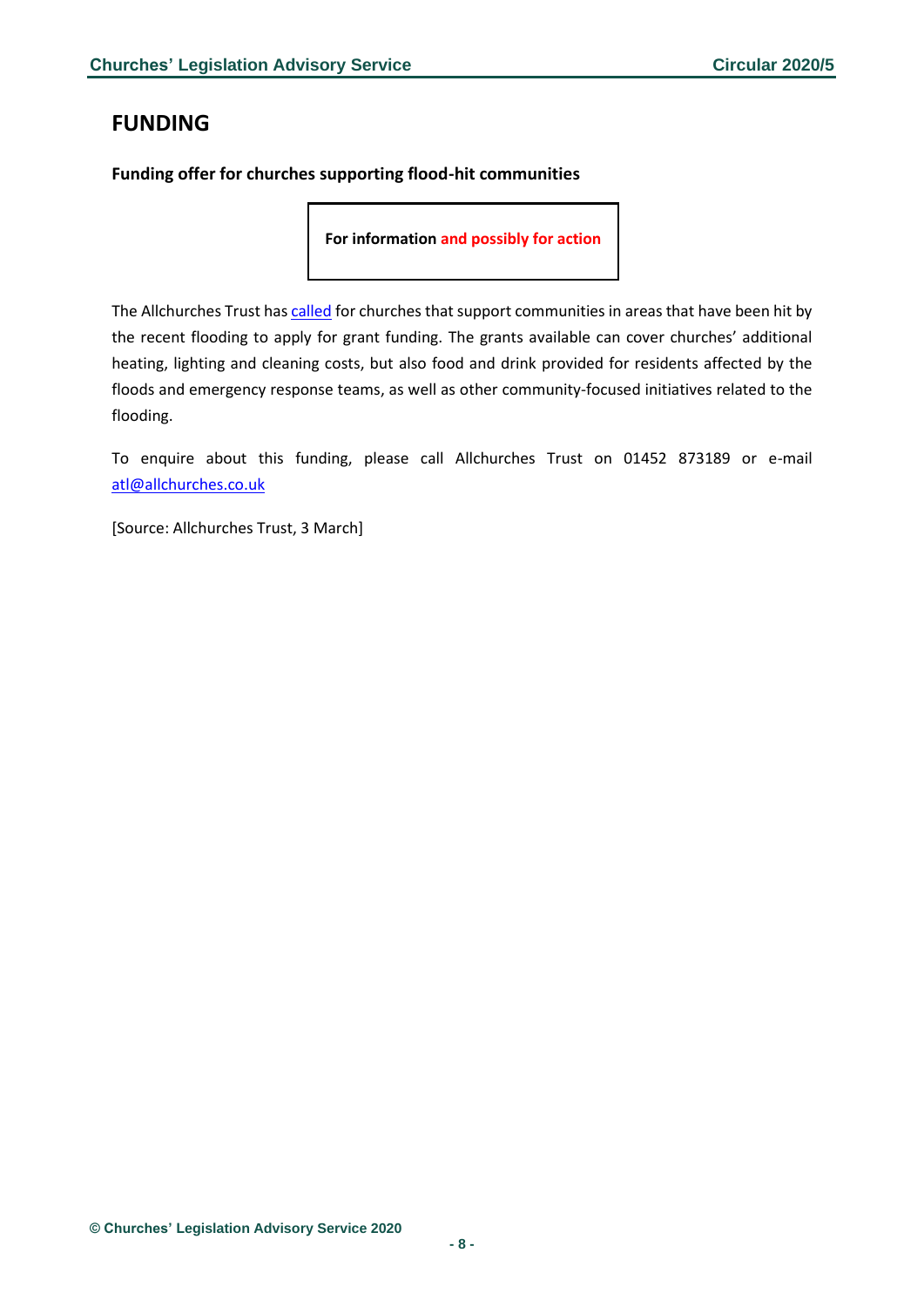# FUNDING

### Funding offer for churches supporting flood-hit communities

**For information and possibly for action**

The Allchurches Trust has called for churches that support communities in areas that have been hit by the recent flooding to apply for grant funding. The grants available can cover churches' additional heating, lighting and cleaning costs, but also food and drink provided for residents affected by the floods and emergency response teams, as well as other community-focused initiatives related to the flooding.

To enquire about this funding, please call Allchurches Trust on 01452 873189 or e-mail atl@allchurches.co.uk

[Source: Allchurches Trust, 3 March]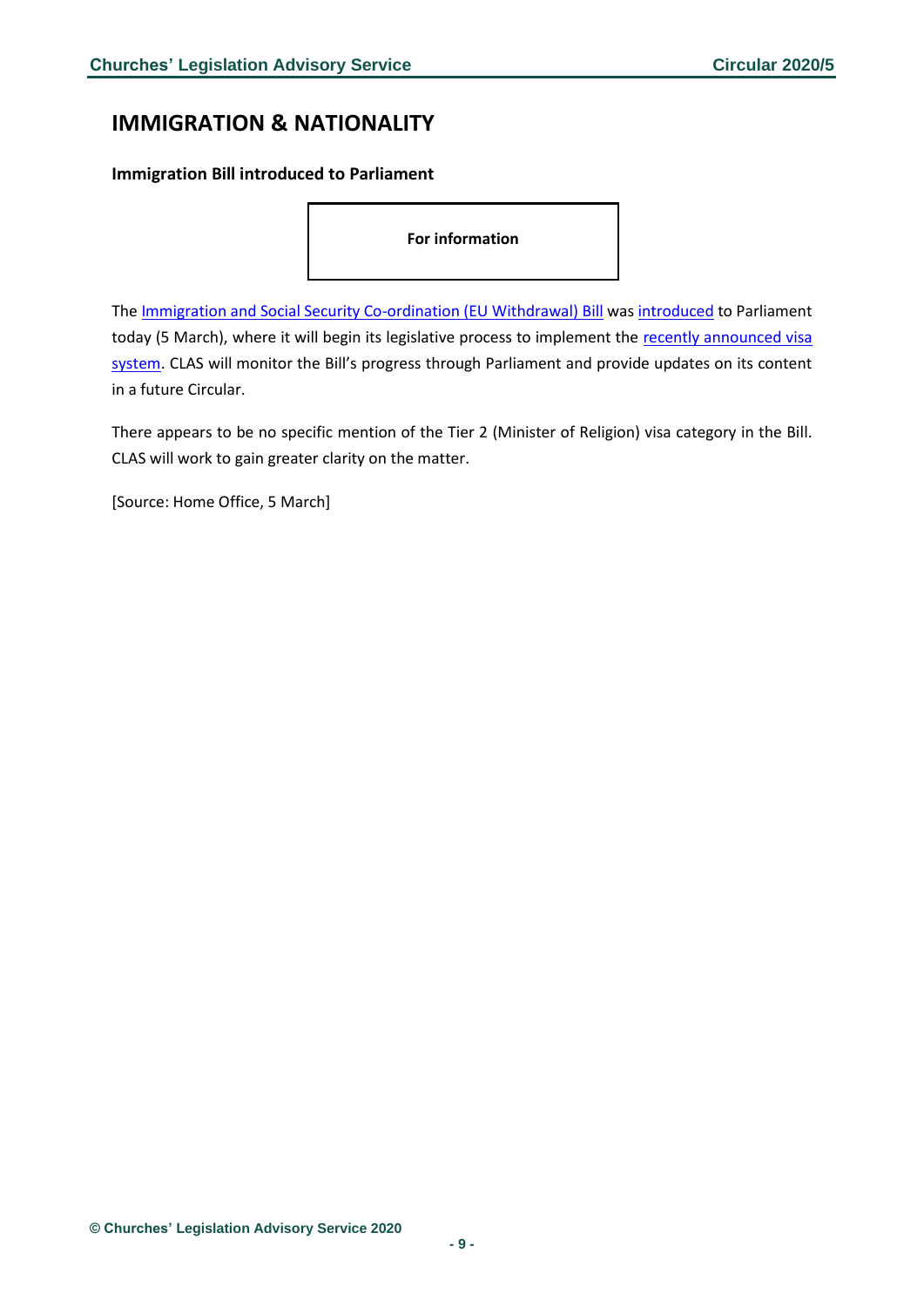## IMMIGRATION & NATIONALITY

### Immigration Bill introduced to Parliament

**For information**

The Immigration and Social Security Co-ordination (EU Withdrawal) Bill was introduced to Parliament today (5 March), where it will begin its legislative process to implement the recently announced visa system. CLAS will monitor the Bill's progress through Parliament and provide updates on its content in a future Circular.

There appears to be no specific mention of the Tier 2 (Minister of Religion) visa category in the Bill. CLAS will work to gain greater clarity on the matter.

[Source: Home Office, 5 March]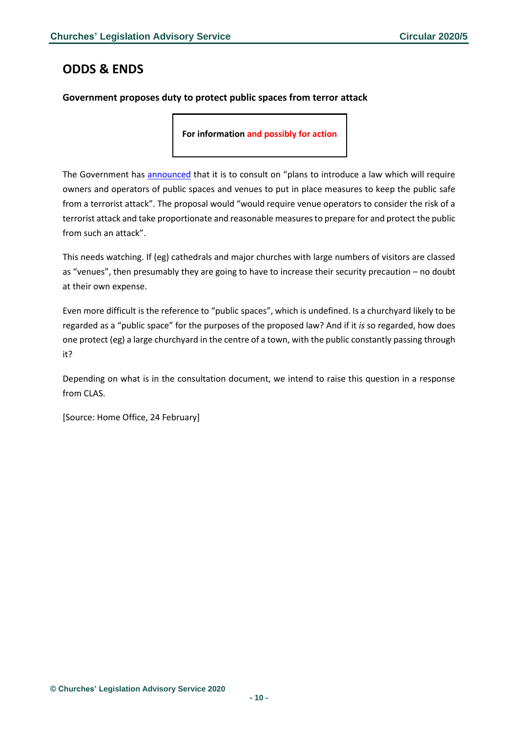## ODDS & ENDS

**Government proposes duty to protect public spaces from terror attack**

**For information and possibly for action**

The Government has announced that it is to consult on "plans to introduce a law which will require owners and operators of public spaces and venues to put in place measures to keep the public safe from a terrorist attack". The proposal would "would require venue operators to consider the risk of a terrorist attack and take proportionate and reasonable measures to prepare for and protect the public from such an attack".

This needs watching. If (eg) cathedrals and major churches with large numbers of visitors are classed as "venues", then presumably they are going to have to increase their security precaution – no doubt at their own expense.

Even more difficult is the reference to "public spaces", which is undefined. Is a churchyard likely to be regarded as a "public space" for the purposes of the proposed law? And if it *is* so regarded, how does one protect (eg) a large churchyard in the centre of a town, with the public constantly passing through it?

Depending on what is in the consultation document, we intend to raise this question in a response from CLAS.

[Source: Home Office, 24 February]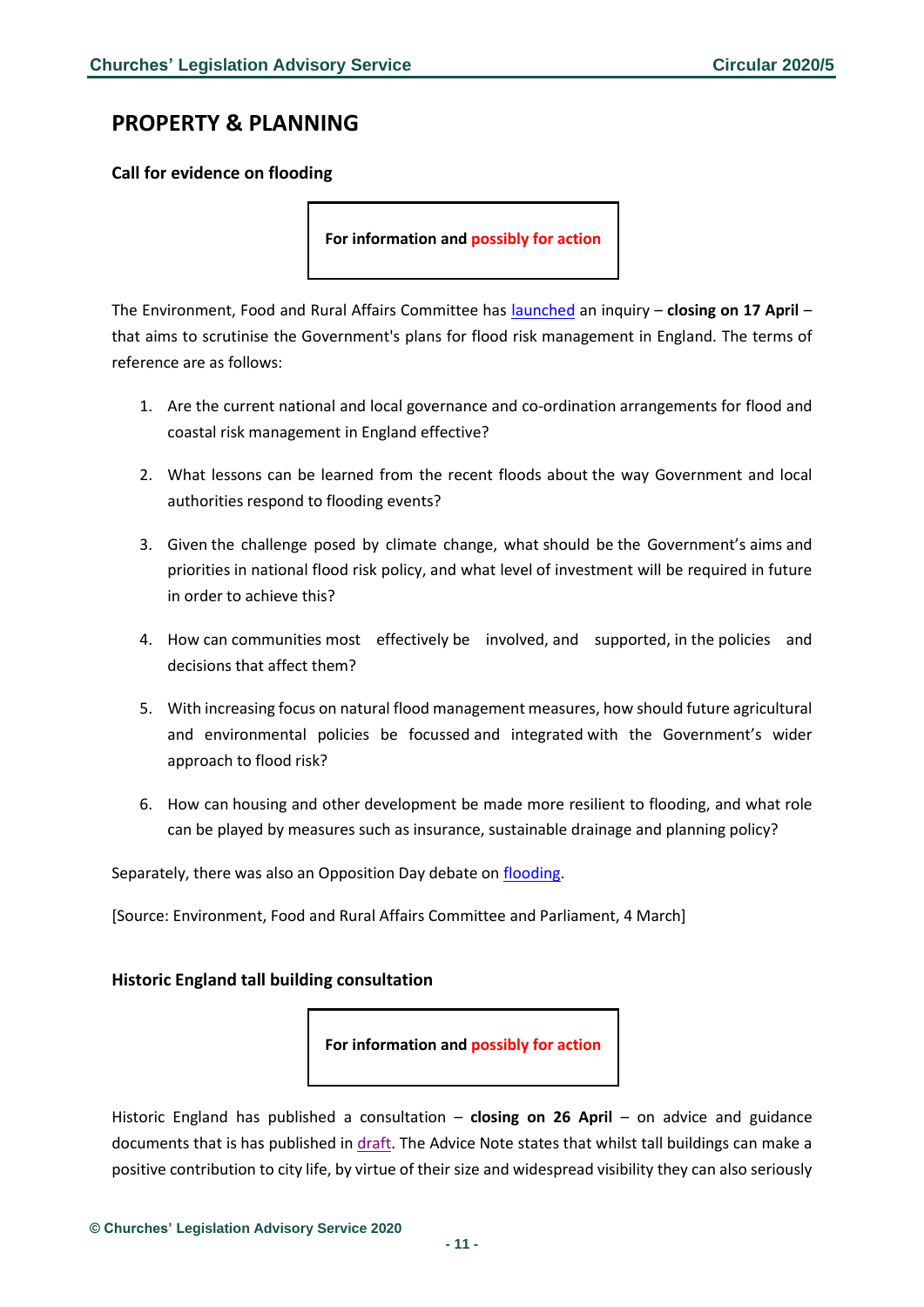## PROPERTY & PLANNING

### Call for evidence on flooding

**For information and possibly for action**

The Environment, Food and Rural Affairs Committee has launched an inquiry – **closing on 17 April** – that aims to scrutinise the Government's plans for flood risk management in England. The terms of reference are as follows:

1. Are the current national and local governance and co-ordination arrangements for flood and coastal risk management in England effective?
2. What lessons can be learned from the recent floods about the way Government and local authorities respond to flooding events?
3. Given the challenge posed by climate change, what should be the Government's aims and priorities in national flood risk policy, and what level of investment will be required in future in order to achieve this?
4. How can communities most effectively be involved, and supported, in the policies and decisions that affect them?
5. With increasing focus on natural flood management measures, how should future agricultural and environmental policies be focussed and integrated with the Government's wider approach to flood risk?
6. How can housing and other development be made more resilient to flooding, and what role can be played by measures such as insurance, sustainable drainage and planning policy?

Separately, there was also an Opposition Day debate on flooding.

[Source: Environment, Food and Rural Affairs Committee and Parliament, 4 March]

### Historic England tall building consultation

**For information and possibly for action**

Historic England has published a consultation – **closing on 26 April** – on advice and guidance documents that is has published in draft. The Advice Note states that whilst tall buildings can make a positive contribution to city life, by virtue of their size and widespread visibility they can also seriously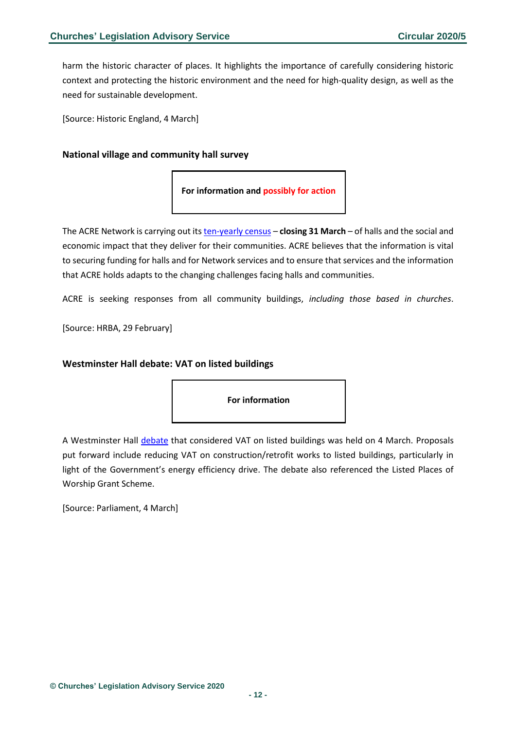harm the historic character of places. It highlights the importance of carefully considering historic context and protecting the historic environment and the need for high-quality design, as well as the need for sustainable development.

[Source: Historic England, 4 March]

### National village and community hall survey

**For information and possibly for action**

The ACRE Network is carrying out its ten-yearly census – **closing 31 March** – of halls and the social and economic impact that they deliver for their communities. ACRE believes that the information is vital to securing funding for halls and for Network services and to ensure that services and the information that ACRE holds adapts to the changing challenges facing halls and communities.

ACRE is seeking responses from all community buildings, *including those based in churches*.

[Source: HRBA, 29 February]

### Westminster Hall debate: VAT on listed buildings

**For information**

A Westminster Hall debate that considered VAT on listed buildings was held on 4 March. Proposals put forward include reducing VAT on construction/retrofit works to listed buildings, particularly in light of the Government's energy efficiency drive. The debate also referenced the Listed Places of Worship Grant Scheme.

[Source: Parliament, 4 March]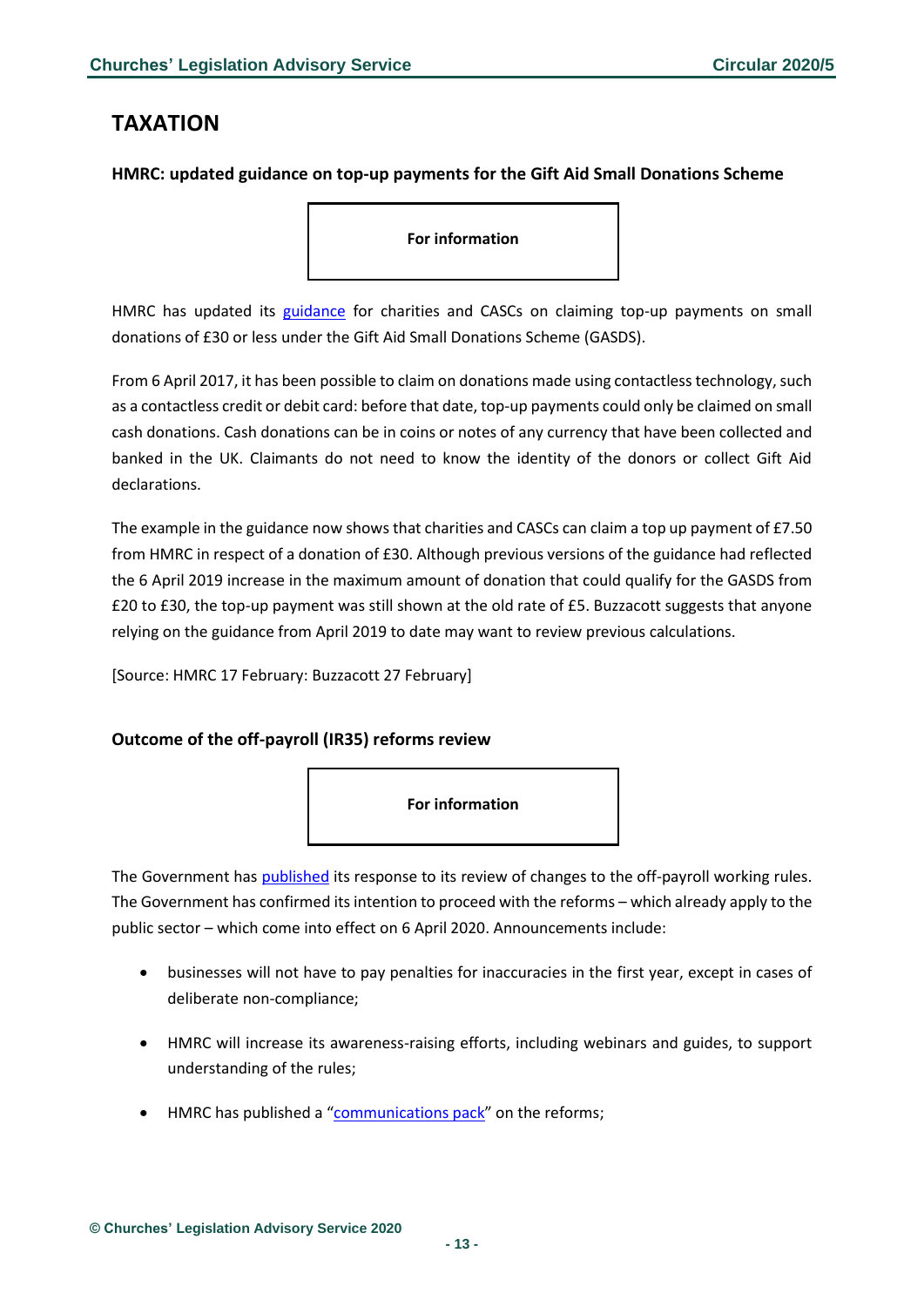# TAXATION

### HMRC: updated guidance on top-up payments for the Gift Aid Small Donations Scheme

**For information**

HMRC has updated its guidance for charities and CASCs on claiming top-up payments on small donations of £30 or less under the Gift Aid Small Donations Scheme (GASDS).

From 6 April 2017, it has been possible to claim on donations made using contactless technology, such as a contactless credit or debit card: before that date, top-up payments could only be claimed on small cash donations. Cash donations can be in coins or notes of any currency that have been collected and banked in the UK. Claimants do not need to know the identity of the donors or collect Gift Aid declarations.

The example in the guidance now shows that charities and CASCs can claim a top up payment of £7.50 from HMRC in respect of a donation of £30. Although previous versions of the guidance had reflected the 6 April 2019 increase in the maximum amount of donation that could qualify for the GASDS from £20 to £30, the top-up payment was still shown at the old rate of £5. Buzzacott suggests that anyone relying on the guidance from April 2019 to date may want to review previous calculations.

[Source: HMRC 17 February: Buzzacott 27 February]

### Outcome of the off-payroll (IR35) reforms review

**For information**

The Government has published its response to its review of changes to the off-payroll working rules. The Government has confirmed its intention to proceed with the reforms – which already apply to the public sector – which come into effect on 6 April 2020. Announcements include:

- businesses will not have to pay penalties for inaccuracies in the first year, except in cases of deliberate non-compliance;
- HMRC will increase its awareness-raising efforts, including webinars and guides, to support understanding of the rules;
- HMRC has published a "communications pack" on the reforms;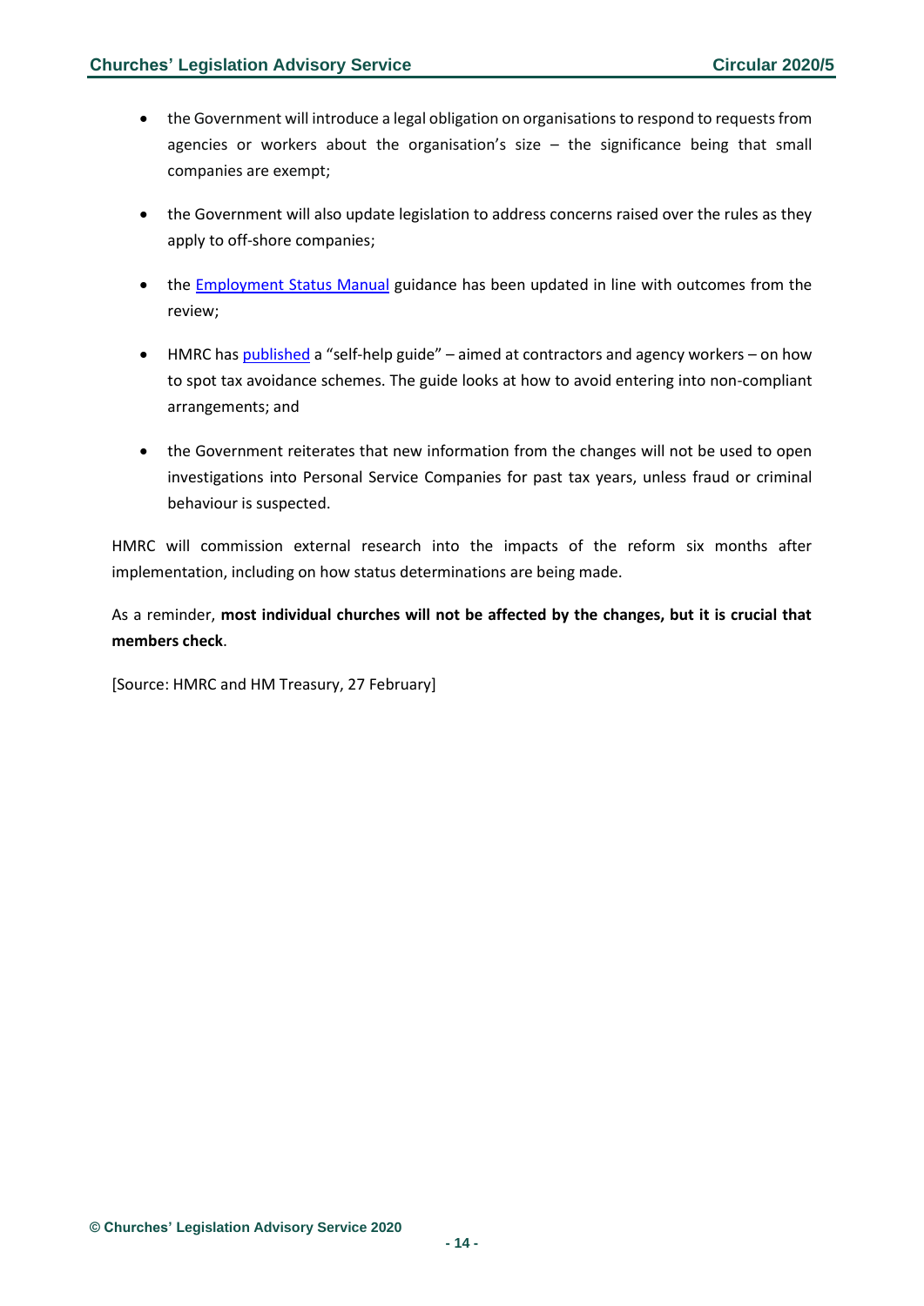- the Government will introduce a legal obligation on organisations to respond to requests from agencies or workers about the organisation's size – the significance being that small companies are exempt;
- the Government will also update legislation to address concerns raised over the rules as they apply to off-shore companies;
- the Employment Status Manual guidance has been updated in line with outcomes from the review;
- HMRC has published a "self-help guide" – aimed at contractors and agency workers – on how to spot tax avoidance schemes. The guide looks at how to avoid entering into non-compliant arrangements; and
- the Government reiterates that new information from the changes will not be used to open investigations into Personal Service Companies for past tax years, unless fraud or criminal behaviour is suspected.

HMRC will commission external research into the impacts of the reform six months after implementation, including on how status determinations are being made.

As a reminder, **most individual churches will not be affected by the changes, but it is crucial that members check**.

[Source: HMRC and HM Treasury, 27 February]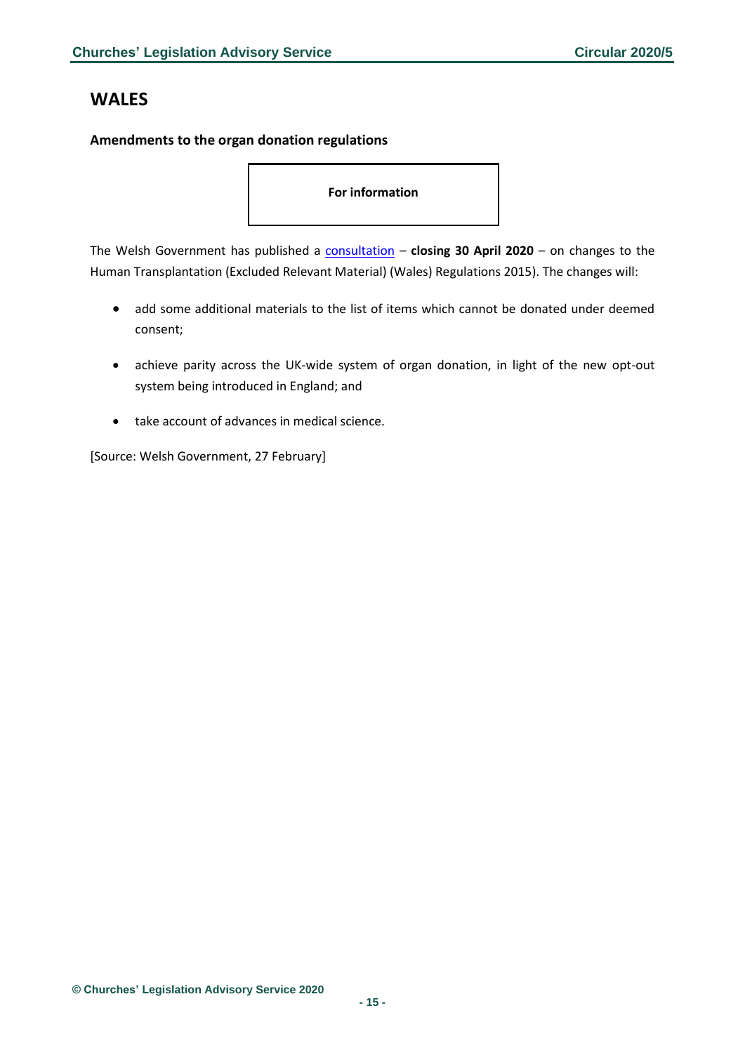## WALES

### Amendments to the organ donation regulations

**For information**

The Welsh Government has published a consultation – **closing 30 April 2020** – on changes to the Human Transplantation (Excluded Relevant Material) (Wales) Regulations 2015). The changes will:

- add some additional materials to the list of items which cannot be donated under deemed consent;
- achieve parity across the UK-wide system of organ donation, in light of the new opt-out system being introduced in England; and
- take account of advances in medical science.

[Source: Welsh Government, 27 February]